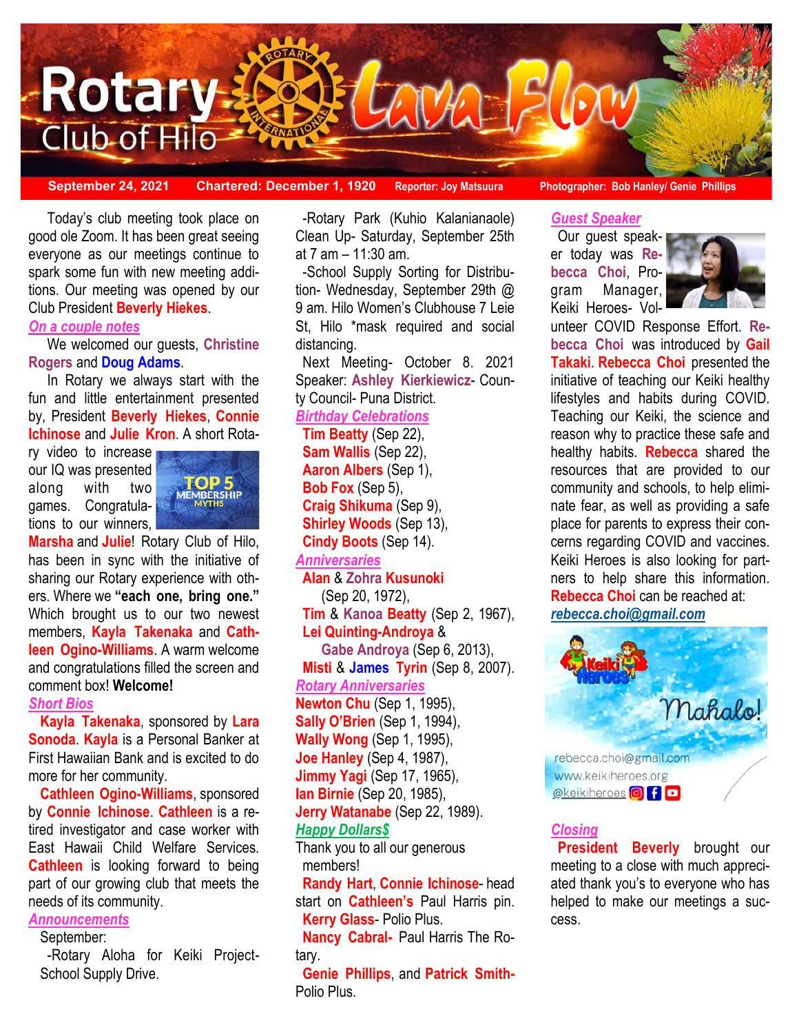# Rotary Club of Hilo Lava Flow

**September 24, 2021** | **Chartered: December 1, 1920** | **Reporter: Joy Matsuura** | **Photographer: Bob Hanley/ Genie Phillips**

Today's club meeting took place on good ole Zoom. It has been great seeing everyone as our meetings continue to spark some fun with new meeting additions. Our meeting was opened by our Club President **Beverly Hiekes**.

## *On a couple notes*

We welcomed our guests, **Christine Rogers** and **Doug Adams**.

In Rotary we always start with the fun and little entertainment presented by, President **Beverly Hiekes**, **Connie Ichinose** and **Julie Kron**. A short Rotary video to increase our IQ was presented along with two games. Congratulations to our winners, **Marsha** and **Julie**! Rotary Club of Hilo, has been in sync with the initiative of sharing our Rotary experience with others. Where we **"each one, bring one."** Which brought us to our two newest members, **Kayla Takenaka** and **Cathleen Ogino-Williams**. A warm welcome and congratulations filled the screen and comment box! **Welcome!**

## *Short Bios*

**Kayla Takenaka**, sponsored by **Lara Sonoda**. **Kayla** is a Personal Banker at First Hawaiian Bank and is excited to do more for her community.

**Cathleen Ogino-Williams**, sponsored by **Connie Ichinose**. **Cathleen** is a retired investigator and case worker with East Hawaii Child Welfare Services. **Cathleen** is looking forward to being part of our growing club that meets the needs of its community.

## *Announcements*

September:

-Rotary Aloha for Keiki Project- School Supply Drive.

-Rotary Park (Kuhio Kalanianaole) Clean Up- Saturday, September 25th at 7 am – 11:30 am.

-School Supply Sorting for Distribution- Wednesday, September 29th @ 9 am. Hilo Women's Clubhouse 7 Leie St, Hilo *mask required and social distancing.

Next Meeting- October 8. 2021 Speaker: **Ashley Kierkiewicz**- County Council- Puna District.

## *Birthday Celebrations*

**Tim Beatty** (Sep 22),
**Sam Wallis** (Sep 22),
**Aaron Albers** (Sep 1),
**Bob Fox** (Sep 5),
**Craig Shikuma** (Sep 9),
**Shirley Woods** (Sep 13),
**Cindy Boots** (Sep 14).

## *Anniversaries*

**Alan** & **Zohra Kusunoki** (Sep 20, 1972),
**Tim** & **Kanoa Beatty** (Sep 2, 1967),
**Lei Quinting-Androya** & **Gabe Androya** (Sep 6, 2013),
**Misti** & **James Tyrin** (Sep 8, 2007).

## *Rotary Anniversaries*

**Newton Chu** (Sep 1, 1995),
**Sally O'Brien** (Sep 1, 1994),
**Wally Wong** (Sep 1, 1995),
**Joe Hanley** (Sep 4, 1987),
**Jimmy Yagi** (Sep 17, 1965),
**Ian Birnie** (Sep 20, 1985),
**Jerry Watanabe** (Sep 22, 1989).

## *Happy Dollar$*

Thank you to all our generous members!

**Randy Hart**, **Connie Ichinose**- head start on **Cathleen's** Paul Harris pin.
**Kerry Glass**- Polio Plus.
**Nancy Cabral-** Paul Harris The Rotary.
**Genie Phillips**, and **Patrick Smith-** Polio Plus.

## *Guest Speaker*

Our guest speaker today was **Rebecca Choi**, Program Manager, Keiki Heroes- Volunteer COVID Response Effort. **Rebecca Choi** was introduced by **Gail Takaki**. **Rebecca Choi** presented the initiative of teaching our Keiki healthy lifestyles and habits during COVID. Teaching our Keiki, the science and reason why to practice these safe and healthy habits. **Rebecca** shared the resources that are provided to our community and schools, to help eliminate fear, as well as providing a safe place for parents to express their concerns regarding COVID and vaccines. Keiki Heroes is also looking for partners to help share this information. **Rebecca Choi** can be reached at: ***rebecca.choi@gmail.com***

## *Closing*

**President Beverly** brought our meeting to a close with much appreciated thank you's to everyone who has helped to make our meetings a success.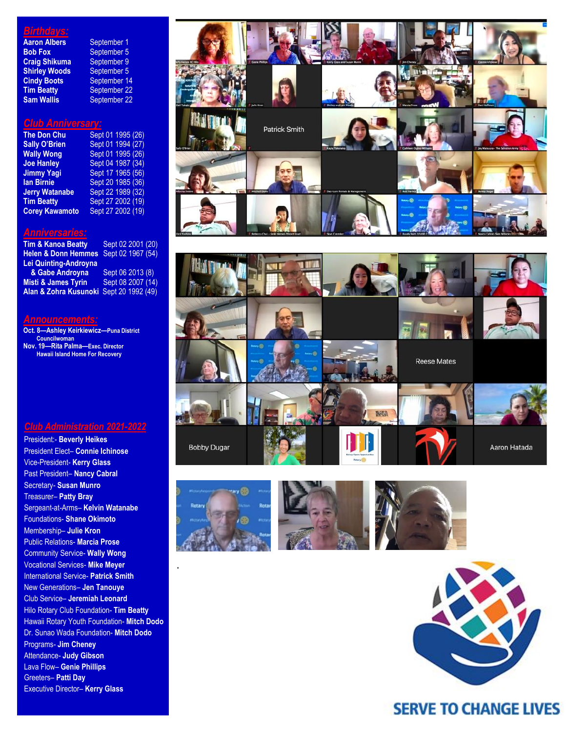## Birthdays:

| | |
|---|---|
| Aaron Albers | September 1 |
| Bob Fox | September 5 |
| Craig Shikuma | September 9 |
| Shirley Woods | September 5 |
| Cindy Boots | September 14 |
| Tim Beatty | September 22 |
| Sam Wallis | September 22 |

## Club Anniversary:

| | |
|---|---|
| The Don Chu | Sept 01 1995 (26) |
| Sally O'Brien | Sept 01 1994 (27) |
| Wally Wong | Sept 01 1995 (26) |
| Joe Hanley | Sept 04 1987 (34) |
| Jimmy Yagi | Sept 17 1965 (56) |
| Ian Birnie | Sept 20 1985 (36) |
| Jerry Watanabe | Sept 22 1989 (32) |
| Tim Beatty | Sept 27 2002 (19) |
| Corey Kawamoto | Sept 27 2002 (19) |

## Anniversaries:

| | |
|---|---|
| Tim & Kanoa Beatty | Sept 02 2001 (20) |
| Helen & Donn Hemmes | Sept 02 1967 (54) |
| Lei Quinting-Androyna & Gabe Androyna | Sept 06 2013 (8) |
| Misti & James Tyrin | Sept 08 2007 (14) |
| Alan & Zohra Kusunoki | Sept 20 1992 (49) |

## Announcements:

**Oct. 8—Ashley Keirkiewicz—**Puna District Councilwoman

**Nov. 19—Rita Palma—**Exec. Director Hawaii Island Home For Recovery

## Club Administration 2021-2022

- President:- **Beverly Heikes**
- President Elect– **Connie Ichinose**
- Vice-President- **Kerry Glass**
- Past President– **Nancy Cabral**
- Secretary- **Susan Munro**
- Treasurer– **Patty Bray**
- Sergeant-at-Arms– **Kelvin Watanabe**
- Foundations- **Shane Okimoto**
- Membership– **Julie Kron**
- Public Relations- **Marcia Prose**
- Community Service- **Wally Wong**
- Vocational Services- **Mike Meyer**
- International Service- **Patrick Smith**
- New Generations– **Jen Tanouye**
- Club Service– **Jeremiah Leonard**
- Hilo Rotary Club Foundation- **Tim Beatty**
- Hawaii Rotary Youth Foundation- **Mitch Dodo**
- Dr. Sunao Wada Foundation- **Mitch Dodo**
- Programs- **Jim Cheney**
- Attendance- **Judy Gibson**
- Lava Flow– **Genie Phillips**
- Greeters– **Patti Day**
- Executive Director– **Kerry Glass**

SERVE TO CHANGE LIVES